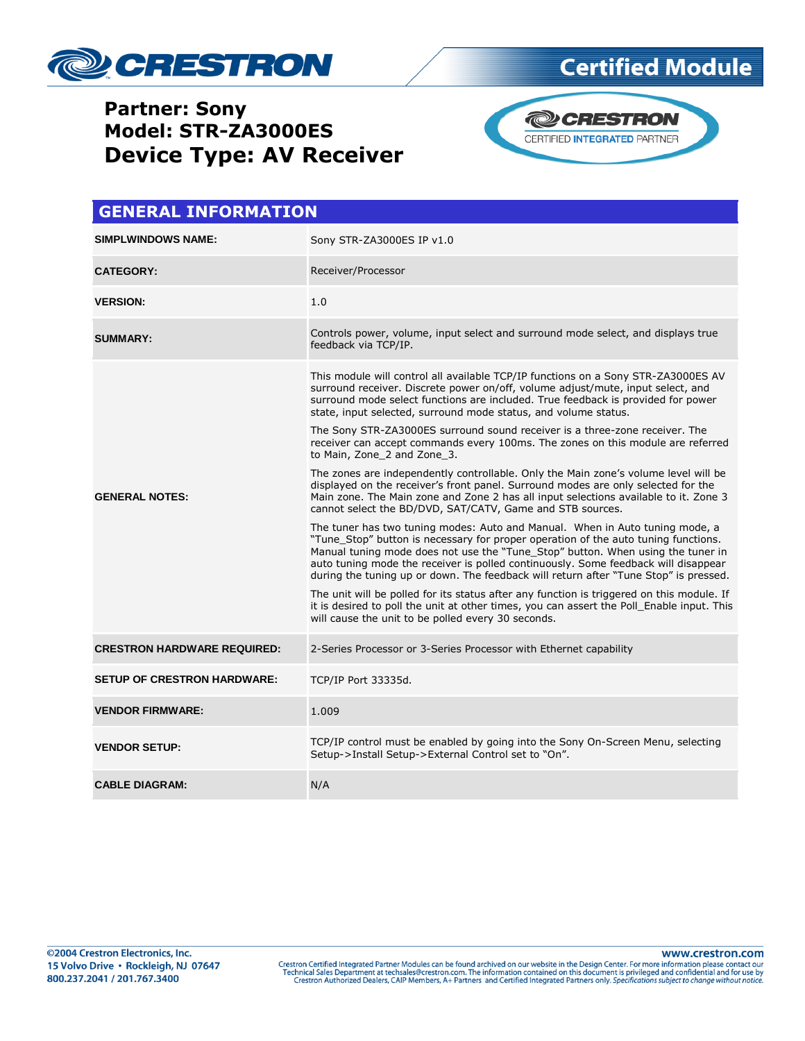# Certified Module

**Partner: Sony**
**Model: STR-ZA3000ES**
# Device Type: AV Receiver

## GENERAL INFORMATION

| | |
|---|---|
| **SIMPLWINDOWS NAME:** | Sony STR-ZA3000ES IP v1.0 |
| **CATEGORY:** | Receiver/Processor |
| **VERSION:** | 1.0 |
| **SUMMARY:** | Controls power, volume, input select and surround mode select, and displays true feedback via TCP/IP. |
| **GENERAL NOTES:** | This module will control all available TCP/IP functions on a Sony STR-ZA3000ES AV surround receiver. Discrete power on/off, volume adjust/mute, input select, and surround mode select functions are included. True feedback is provided for power state, input selected, surround mode status, and volume status.<br><br>The Sony STR-ZA3000ES surround sound receiver is a three-zone receiver. The receiver can accept commands every 100ms. The zones on this module are referred to Main, Zone_2 and Zone_3.<br><br>The zones are independently controllable. Only the Main zone's volume level will be displayed on the receiver's front panel. Surround modes are only selected for the Main zone. The Main zone and Zone 2 has all input selections available to it. Zone 3 cannot select the BD/DVD, SAT/CATV, Game and STB sources.<br><br>The tuner has two tuning modes: Auto and Manual. When in Auto tuning mode, a "Tune_Stop" button is necessary for proper operation of the auto tuning functions. Manual tuning mode does not use the "Tune_Stop" button. When using the tuner in auto tuning mode the receiver is polled continuously. Some feedback will disappear during the tuning up or down. The feedback will return after "Tune Stop" is pressed.<br><br>The unit will be polled for its status after any function is triggered on this module. If it is desired to poll the unit at other times, you can assert the Poll_Enable input. This will cause the unit to be polled every 30 seconds. |
| **CRESTRON HARDWARE REQUIRED:** | 2-Series Processor or 3-Series Processor with Ethernet capability |
| **SETUP OF CRESTRON HARDWARE:** | TCP/IP Port 33335d. |
| **VENDOR FIRMWARE:** | 1.009 |
| **VENDOR SETUP:** | TCP/IP control must be enabled by going into the Sony On-Screen Menu, selecting Setup->Install Setup->External Control set to "On". |
| **CABLE DIAGRAM:** | N/A |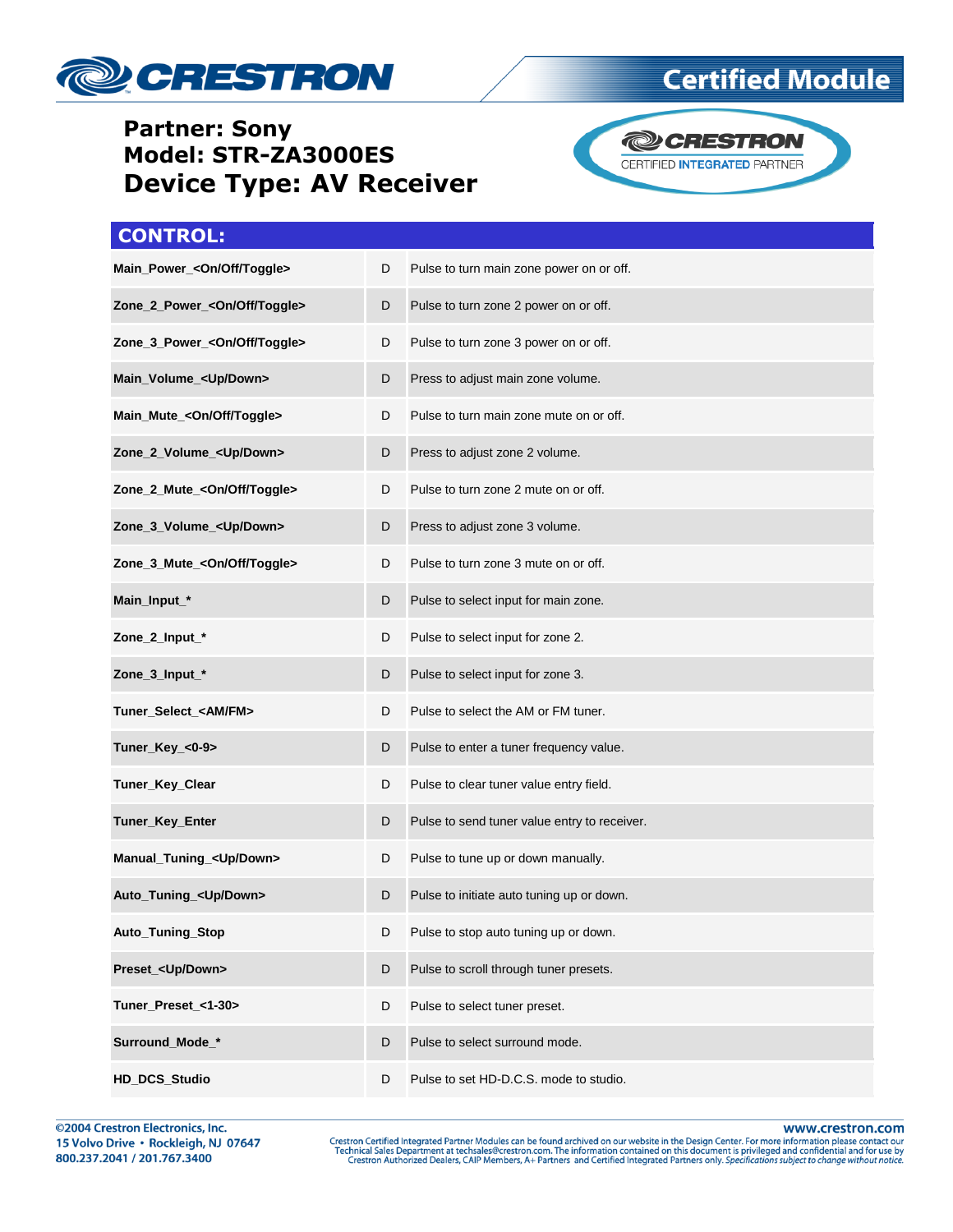**Partner: Sony**
**Model: STR-ZA3000ES**
**Device Type: AV Receiver**

## CONTROL:

| | | |
|---|---|---|
| **Main_Power_<On/Off/Toggle>** | D | Pulse to turn main zone power on or off. |
| **Zone_2_Power_<On/Off/Toggle>** | D | Pulse to turn zone 2 power on or off. |
| **Zone_3_Power_<On/Off/Toggle>** | D | Pulse to turn zone 3 power on or off. |
| **Main_Volume_<Up/Down>** | D | Press to adjust main zone volume. |
| **Main_Mute_<On/Off/Toggle>** | D | Pulse to turn main zone mute on or off. |
| **Zone_2_Volume_<Up/Down>** | D | Press to adjust zone 2 volume. |
| **Zone_2_Mute_<On/Off/Toggle>** | D | Pulse to turn zone 2 mute on or off. |
| **Zone_3_Volume_<Up/Down>** | D | Press to adjust zone 3 volume. |
| **Zone_3_Mute_<On/Off/Toggle>** | D | Pulse to turn zone 3 mute on or off. |
| **Main_Input_*** | D | Pulse to select input for main zone. |
| **Zone_2_Input_*** | D | Pulse to select input for zone 2. |
| **Zone_3_Input_*** | D | Pulse to select input for zone 3. |
| **Tuner_Select_<AM/FM>** | D | Pulse to select the AM or FM tuner. |
| **Tuner_Key_<0-9>** | D | Pulse to enter a tuner frequency value. |
| **Tuner_Key_Clear** | D | Pulse to clear tuner value entry field. |
| **Tuner_Key_Enter** | D | Pulse to send tuner value entry to receiver. |
| **Manual_Tuning_<Up/Down>** | D | Pulse to tune up or down manually. |
| **Auto_Tuning_<Up/Down>** | D | Pulse to initiate auto tuning up or down. |
| **Auto_Tuning_Stop** | D | Pulse to stop auto tuning up or down. |
| **Preset_<Up/Down>** | D | Pulse to scroll through tuner presets. |
| **Tuner_Preset_<1-30>** | D | Pulse to select tuner preset. |
| **Surround_Mode_*** | D | Pulse to select surround mode. |
| **HD_DCS_Studio** | D | Pulse to set HD-D.C.S. mode to studio. |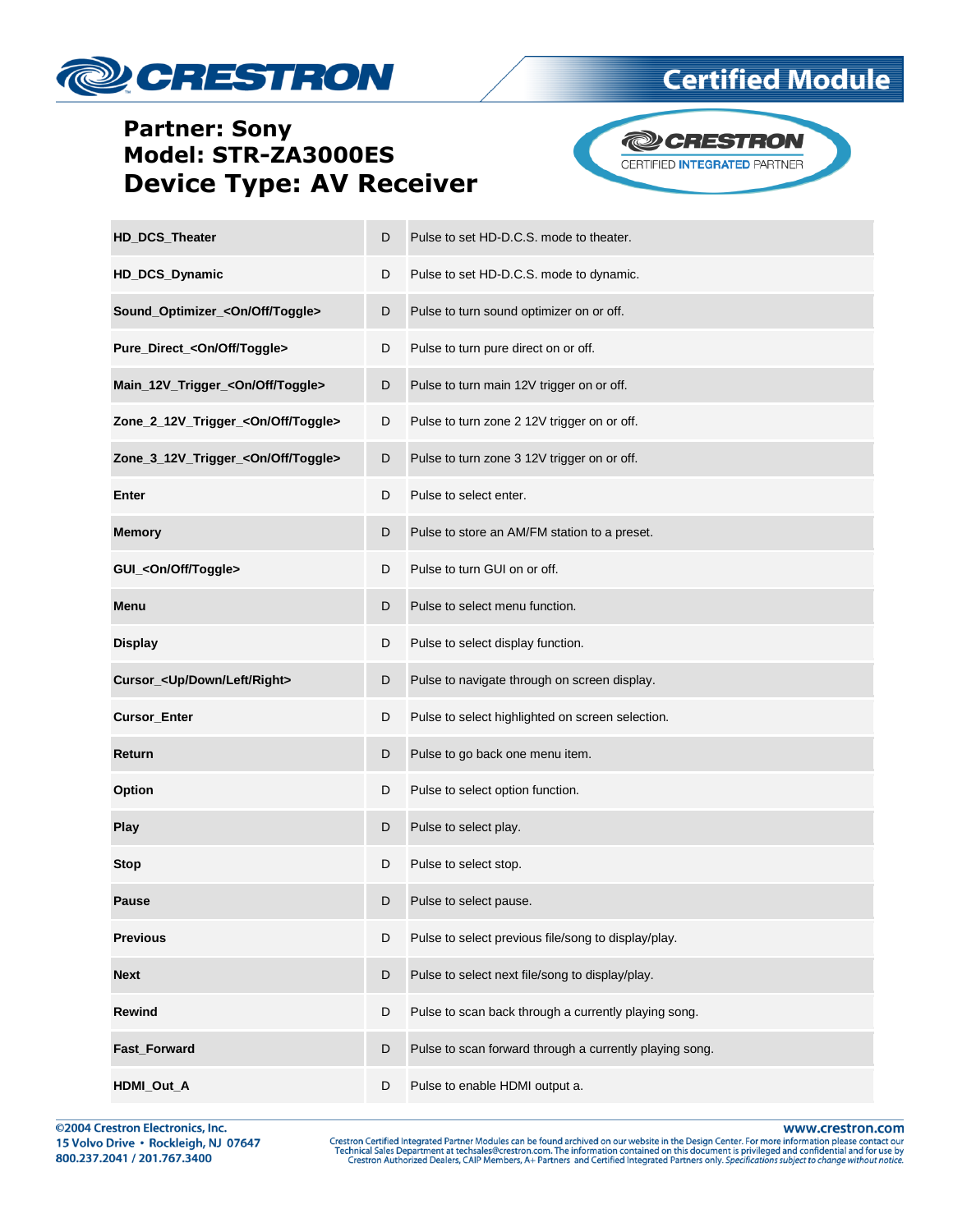**Partner: Sony**
**Model: STR-ZA3000ES**
**Device Type: AV Receiver**

| | | |
|---|---|---|
| **HD_DCS_Theater** | D | Pulse to set HD-D.C.S. mode to theater. |
| **HD_DCS_Dynamic** | D | Pulse to set HD-D.C.S. mode to dynamic. |
| **Sound_Optimizer_<On/Off/Toggle>** | D | Pulse to turn sound optimizer on or off. |
| **Pure_Direct_<On/Off/Toggle>** | D | Pulse to turn pure direct on or off. |
| **Main_12V_Trigger_<On/Off/Toggle>** | D | Pulse to turn main 12V trigger on or off. |
| **Zone_2_12V_Trigger_<On/Off/Toggle>** | D | Pulse to turn zone 2 12V trigger on or off. |
| **Zone_3_12V_Trigger_<On/Off/Toggle>** | D | Pulse to turn zone 3 12V trigger on or off. |
| **Enter** | D | Pulse to select enter. |
| **Memory** | D | Pulse to store an AM/FM station to a preset. |
| **GUI_<On/Off/Toggle>** | D | Pulse to turn GUI on or off. |
| **Menu** | D | Pulse to select menu function. |
| **Display** | D | Pulse to select display function. |
| **Cursor_<Up/Down/Left/Right>** | D | Pulse to navigate through on screen display. |
| **Cursor_Enter** | D | Pulse to select highlighted on screen selection. |
| **Return** | D | Pulse to go back one menu item. |
| **Option** | D | Pulse to select option function. |
| **Play** | D | Pulse to select play. |
| **Stop** | D | Pulse to select stop. |
| **Pause** | D | Pulse to select pause. |
| **Previous** | D | Pulse to select previous file/song to display/play. |
| **Next** | D | Pulse to select next file/song to display/play. |
| **Rewind** | D | Pulse to scan back through a currently playing song. |
| **Fast_Forward** | D | Pulse to scan forward through a currently playing song. |
| **HDMI_Out_A** | D | Pulse to enable HDMI output a. |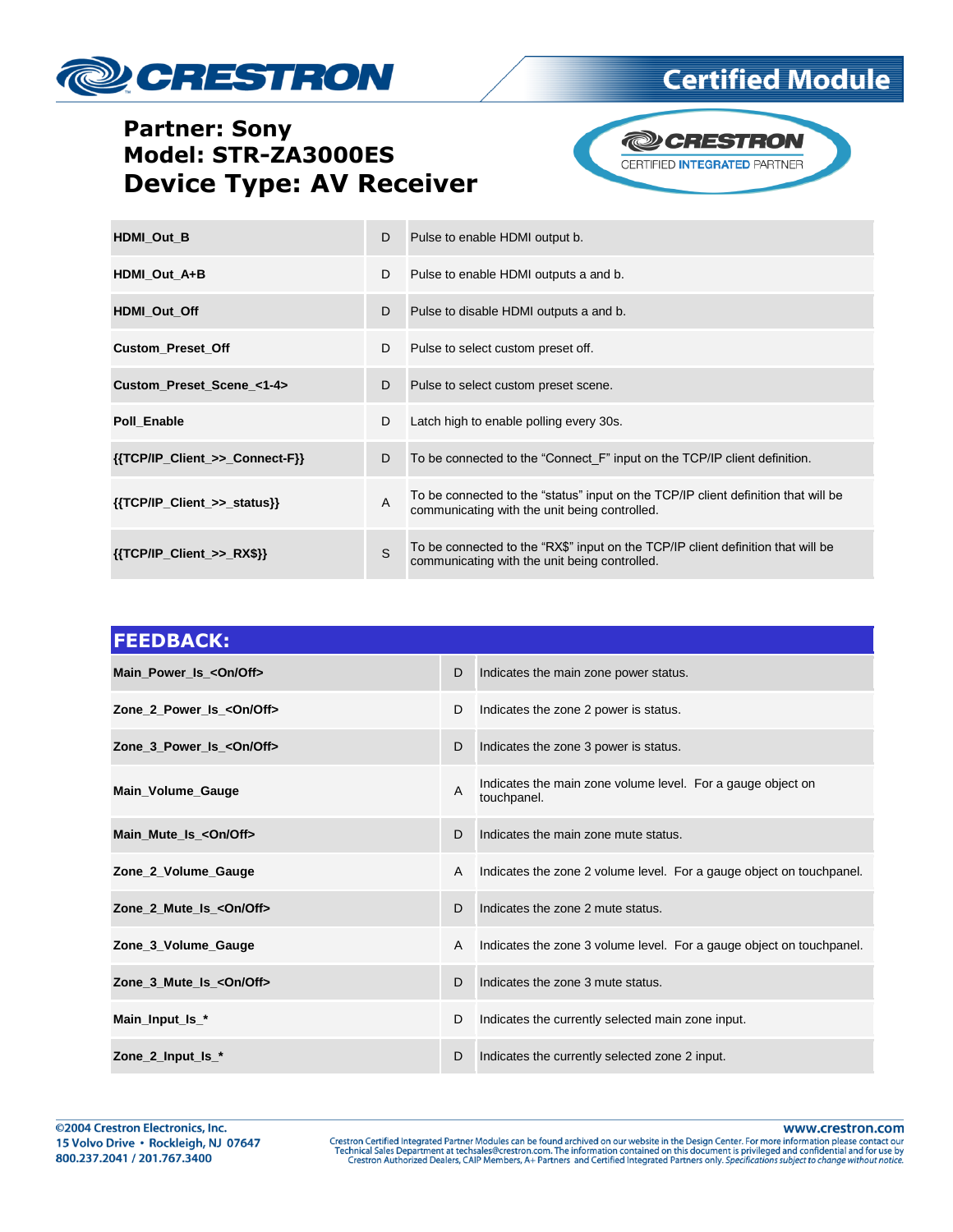**Partner: Sony**
**Model: STR-ZA3000ES**
**Device Type: AV Receiver**

| | | |
|---|---|---|
| **HDMI_Out_B** | D | Pulse to enable HDMI output b. |
| **HDMI_Out_A+B** | D | Pulse to enable HDMI outputs a and b. |
| **HDMI_Out_Off** | D | Pulse to disable HDMI outputs a and b. |
| **Custom_Preset_Off** | D | Pulse to select custom preset off. |
| **Custom_Preset_Scene_<1-4>** | D | Pulse to select custom preset scene. |
| **Poll_Enable** | D | Latch high to enable polling every 30s. |
| **{{TCP/IP_Client_>>_Connect-F}}** | D | To be connected to the "Connect_F" input on the TCP/IP client definition. |
| **{{TCP/IP_Client_>>_status}}** | A | To be connected to the "status" input on the TCP/IP client definition that will be communicating with the unit being controlled. |
| **{{TCP/IP_Client_>>_RX$}}** | S | To be connected to the "RX$" input on the TCP/IP client definition that will be communicating with the unit being controlled. |

| FEEDBACK: | | |
|---|---|---|
| **Main_Power_Is_<On/Off>** | D | Indicates the main zone power status. |
| **Zone_2_Power_Is_<On/Off>** | D | Indicates the zone 2 power is status. |
| **Zone_3_Power_Is_<On/Off>** | D | Indicates the zone 3 power is status. |
| **Main_Volume_Gauge** | A | Indicates the main zone volume level. For a gauge object on touchpanel. |
| **Main_Mute_Is_<On/Off>** | D | Indicates the main zone mute status. |
| **Zone_2_Volume_Gauge** | A | Indicates the zone 2 volume level. For a gauge object on touchpanel. |
| **Zone_2_Mute_Is_<On/Off>** | D | Indicates the zone 2 mute status. |
| **Zone_3_Volume_Gauge** | A | Indicates the zone 3 volume level. For a gauge object on touchpanel. |
| **Zone_3_Mute_Is_<On/Off>** | D | Indicates the zone 3 mute status. |
| **Main_Input_Is_*** | D | Indicates the currently selected main zone input. |
| **Zone_2_Input_Is_*** | D | Indicates the currently selected zone 2 input. |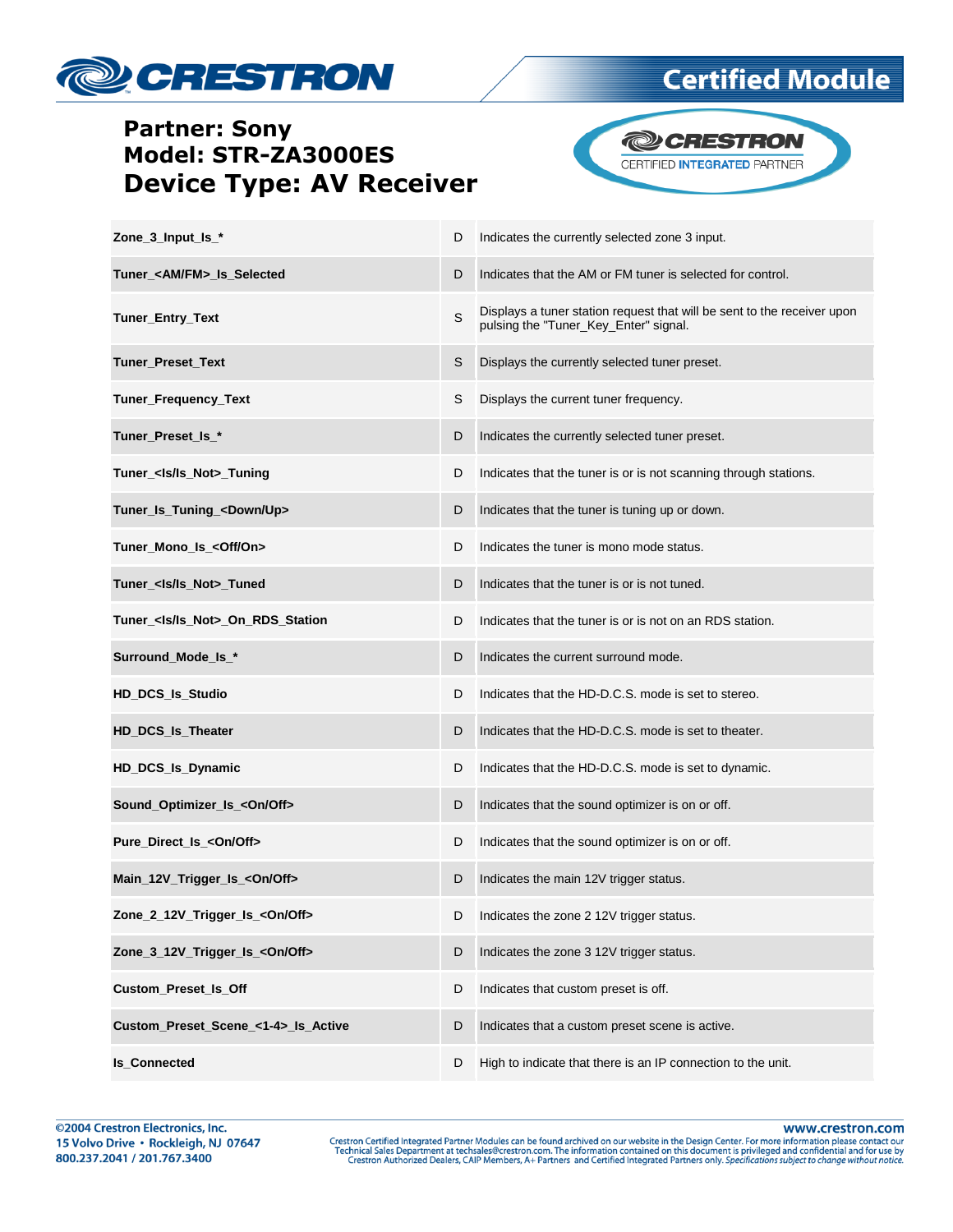**Partner: Sony**
**Model: STR-ZA3000ES**
**Device Type: AV Receiver**

| | | |
|---|---|---|
| **Zone_3_Input_Is_*** | D | Indicates the currently selected zone 3 input. |
| **Tuner_<AM/FM>_Is_Selected** | D | Indicates that the AM or FM tuner is selected for control. |
| **Tuner_Entry_Text** | S | Displays a tuner station request that will be sent to the receiver upon pulsing the "Tuner_Key_Enter" signal. |
| **Tuner_Preset_Text** | S | Displays the currently selected tuner preset. |
| **Tuner_Frequency_Text** | S | Displays the current tuner frequency. |
| **Tuner_Preset_Is_*** | D | Indicates the currently selected tuner preset. |
| **Tuner_<Is/Is_Not>_Tuning** | D | Indicates that the tuner is or is not scanning through stations. |
| **Tuner_Is_Tuning_<Down/Up>** | D | Indicates that the tuner is tuning up or down. |
| **Tuner_Mono_Is_<Off/On>** | D | Indicates the tuner is mono mode status. |
| **Tuner_<Is/Is_Not>_Tuned** | D | Indicates that the tuner is or is not tuned. |
| **Tuner_<Is/Is_Not>_On_RDS_Station** | D | Indicates that the tuner is or is not on an RDS station. |
| **Surround_Mode_Is_*** | D | Indicates the current surround mode. |
| **HD_DCS_Is_Studio** | D | Indicates that the HD-D.C.S. mode is set to stereo. |
| **HD_DCS_Is_Theater** | D | Indicates that the HD-D.C.S. mode is set to theater. |
| **HD_DCS_Is_Dynamic** | D | Indicates that the HD-D.C.S. mode is set to dynamic. |
| **Sound_Optimizer_Is_<On/Off>** | D | Indicates that the sound optimizer is on or off. |
| **Pure_Direct_Is_<On/Off>** | D | Indicates that the sound optimizer is on or off. |
| **Main_12V_Trigger_Is_<On/Off>** | D | Indicates the main 12V trigger status. |
| **Zone_2_12V_Trigger_Is_<On/Off>** | D | Indicates the zone 2 12V trigger status. |
| **Zone_3_12V_Trigger_Is_<On/Off>** | D | Indicates the zone 3 12V trigger status. |
| **Custom_Preset_Is_Off** | D | Indicates that custom preset is off. |
| **Custom_Preset_Scene_<1-4>_Is_Active** | D | Indicates that a custom preset scene is active. |
| **Is_Connected** | D | High to indicate that there is an IP connection to the unit. |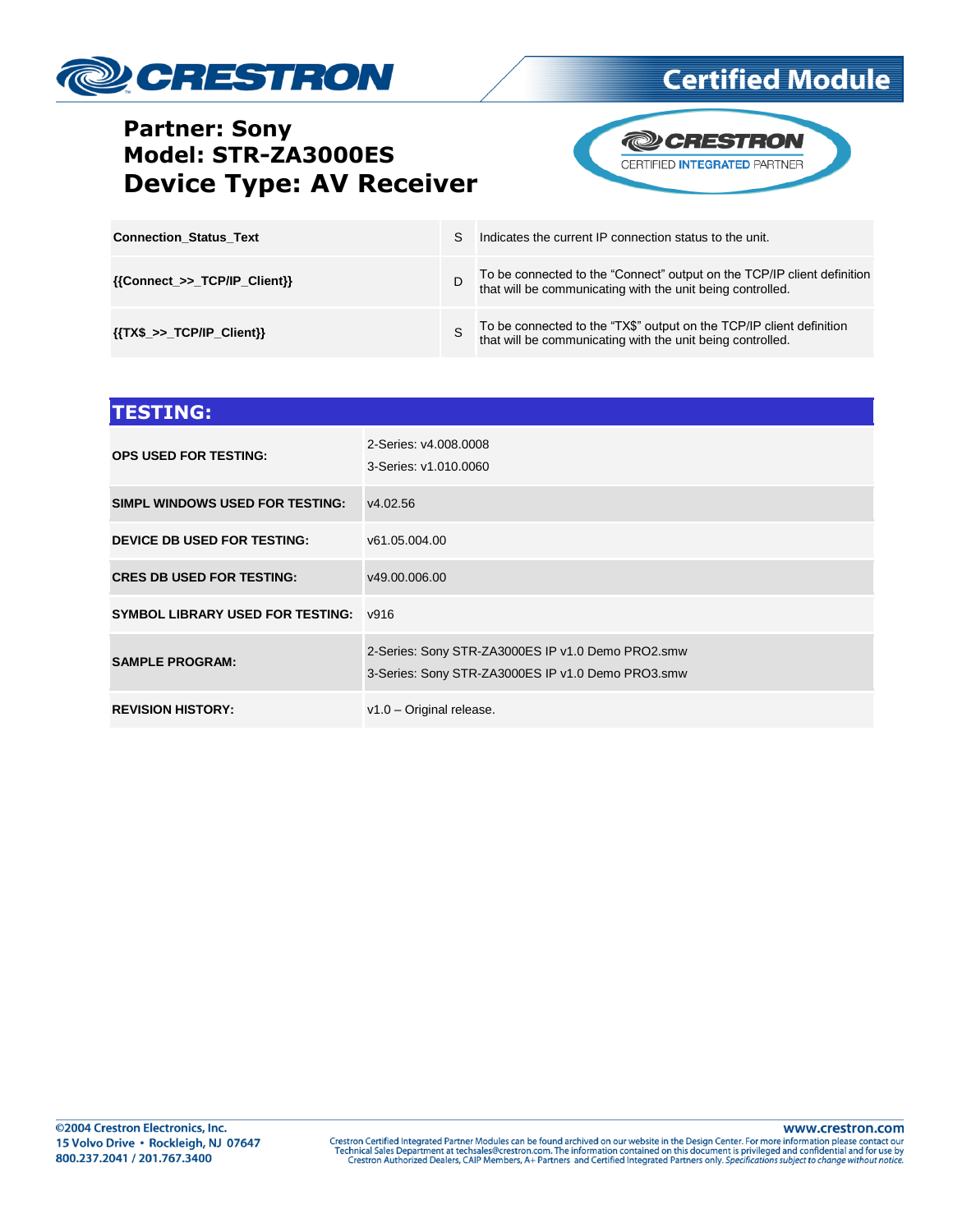**Partner: Sony**
**Model: STR-ZA3000ES**
**Device Type: AV Receiver**

| | | |
|---|---|---|
| **Connection_Status_Text** | S | Indicates the current IP connection status to the unit. |
| **{{Connect_>>_TCP/IP_Client}}** | D | To be connected to the "Connect" output on the TCP/IP client definition that will be communicating with the unit being controlled. |
| **{{TX$_>>_TCP/IP_Client}}** | S | To be connected to the "TX$" output on the TCP/IP client definition that will be communicating with the unit being controlled. |

## TESTING:

| | |
|---|---|
| **OPS USED FOR TESTING:** | 2-Series: v4.008.0008<br>3-Series: v1.010.0060 |
| **SIMPL WINDOWS USED FOR TESTING:** | v4.02.56 |
| **DEVICE DB USED FOR TESTING:** | v61.05.004.00 |
| **CRES DB USED FOR TESTING:** | v49.00.006.00 |
| **SYMBOL LIBRARY USED FOR TESTING:** | v916 |
| **SAMPLE PROGRAM:** | 2-Series: Sony STR-ZA3000ES IP v1.0 Demo PRO2.smw<br>3-Series: Sony STR-ZA3000ES IP v1.0 Demo PRO3.smw |
| **REVISION HISTORY:** | v1.0 – Original release. |